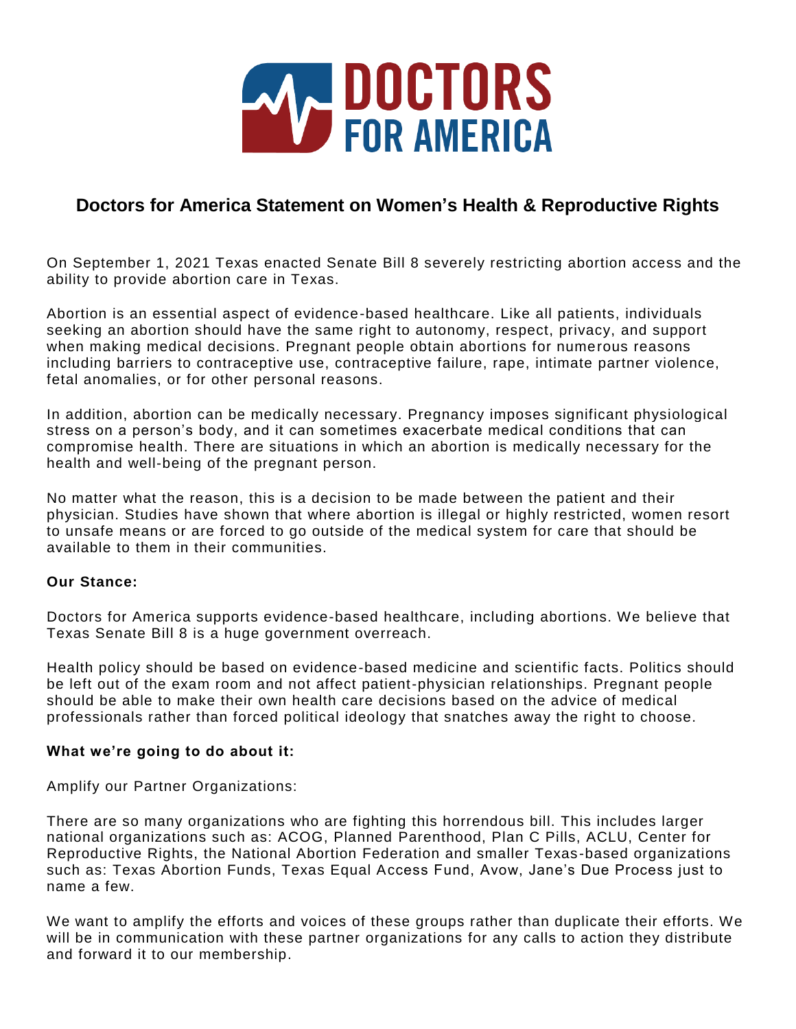DOCTORS FOR AMERICA

## Doctors for America Statement on Women's Health & Reproductive Rights

On September 1, 2021 Texas enacted Senate Bill 8 severely restricting abortion access and the ability to provide abortion care in Texas.

Abortion is an essential aspect of evidence-based healthcare. Like all patients, individuals seeking an abortion should have the same right to autonomy, respect, privacy, and support when making medical decisions. Pregnant people obtain abortions for numerous reasons including barriers to contraceptive use, contraceptive failure, rape, intimate partner violence, fetal anomalies, or for other personal reasons.

In addition, abortion can be medically necessary. Pregnancy imposes significant physiological stress on a person's body, and it can sometimes exacerbate medical conditions that can compromise health. There are situations in which an abortion is medically necessary for the health and well-being of the pregnant person.

No matter what the reason, this is a decision to be made between the patient and their physician. Studies have shown that where abortion is illegal or highly restricted, women resort to unsafe means or are forced to go outside of the medical system for care that should be available to them in their communities.

**Our Stance:**

Doctors for America supports evidence-based healthcare, including abortions. We believe that Texas Senate Bill 8 is a huge government overreach.

Health policy should be based on evidence-based medicine and scientific facts. Politics should be left out of the exam room and not affect patient-physician relationships. Pregnant people should be able to make their own health care decisions based on the advice of medical professionals rather than forced political ideology that snatches away the right to choose.

**What we're going to do about it:**

Amplify our Partner Organizations:

There are so many organizations who are fighting this horrendous bill. This includes larger national organizations such as: ACOG, Planned Parenthood, Plan C Pills, ACLU, Center for Reproductive Rights, the National Abortion Federation and smaller Texas-based organizations such as: Texas Abortion Funds, Texas Equal Access Fund, Avow, Jane's Due Process just to name a few.

We want to amplify the efforts and voices of these groups rather than duplicate their efforts. We will be in communication with these partner organizations for any calls to action they distribute and forward it to our membership.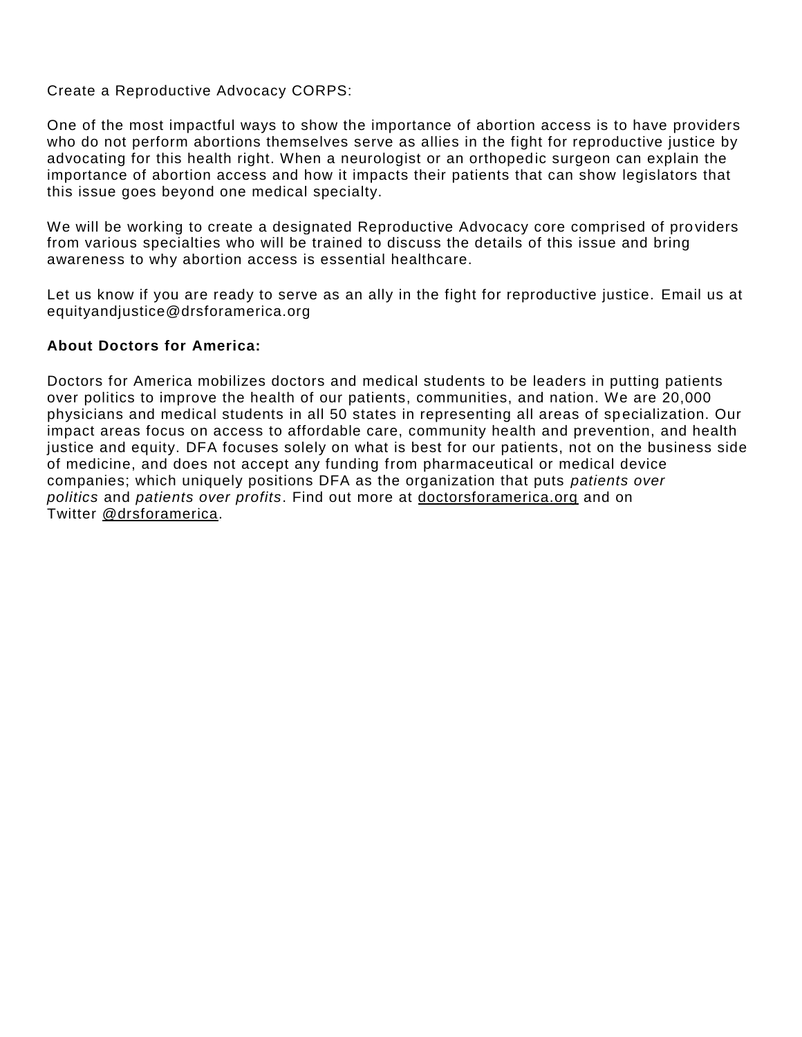Create a Reproductive Advocacy CORPS:

One of the most impactful ways to show the importance of abortion access is to have providers who do not perform abortions themselves serve as allies in the fight for reproductive justice by advocating for this health right. When a neurologist or an orthopedic surgeon can explain the importance of abortion access and how it impacts their patients that can show legislators that this issue goes beyond one medical specialty.

We will be working to create a designated Reproductive Advocacy core comprised of providers from various specialties who will be trained to discuss the details of this issue and bring awareness to why abortion access is essential healthcare.

Let us know if you are ready to serve as an ally in the fight for reproductive justice. Email us at equityandjustice@drsforamerica.org

**About Doctors for America:**

Doctors for America mobilizes doctors and medical students to be leaders in putting patients over politics to improve the health of our patients, communities, and nation. We are 20,000 physicians and medical students in all 50 states in representing all areas of specialization. Our impact areas focus on access to affordable care, community health and prevention, and health justice and equity. DFA focuses solely on what is best for our patients, not on the business side of medicine, and does not accept any funding from pharmaceutical or medical device companies; which uniquely positions DFA as the organization that puts *patients over politics* and *patients over profits*. Find out more at doctorsforamerica.org and on Twitter @drsforamerica.